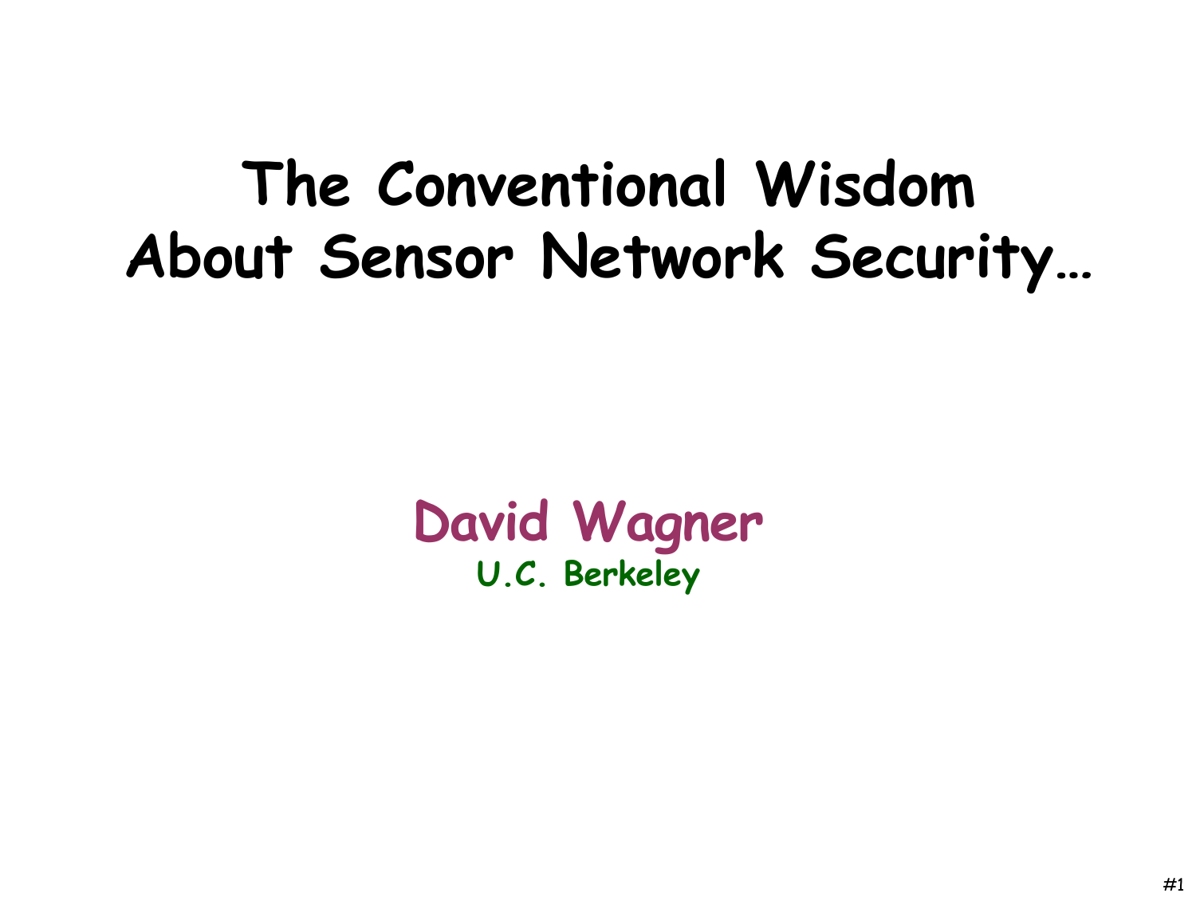# The Conventional Wisdom About Sensor Network Security…

**David Wagner**

**U.C. Berkeley**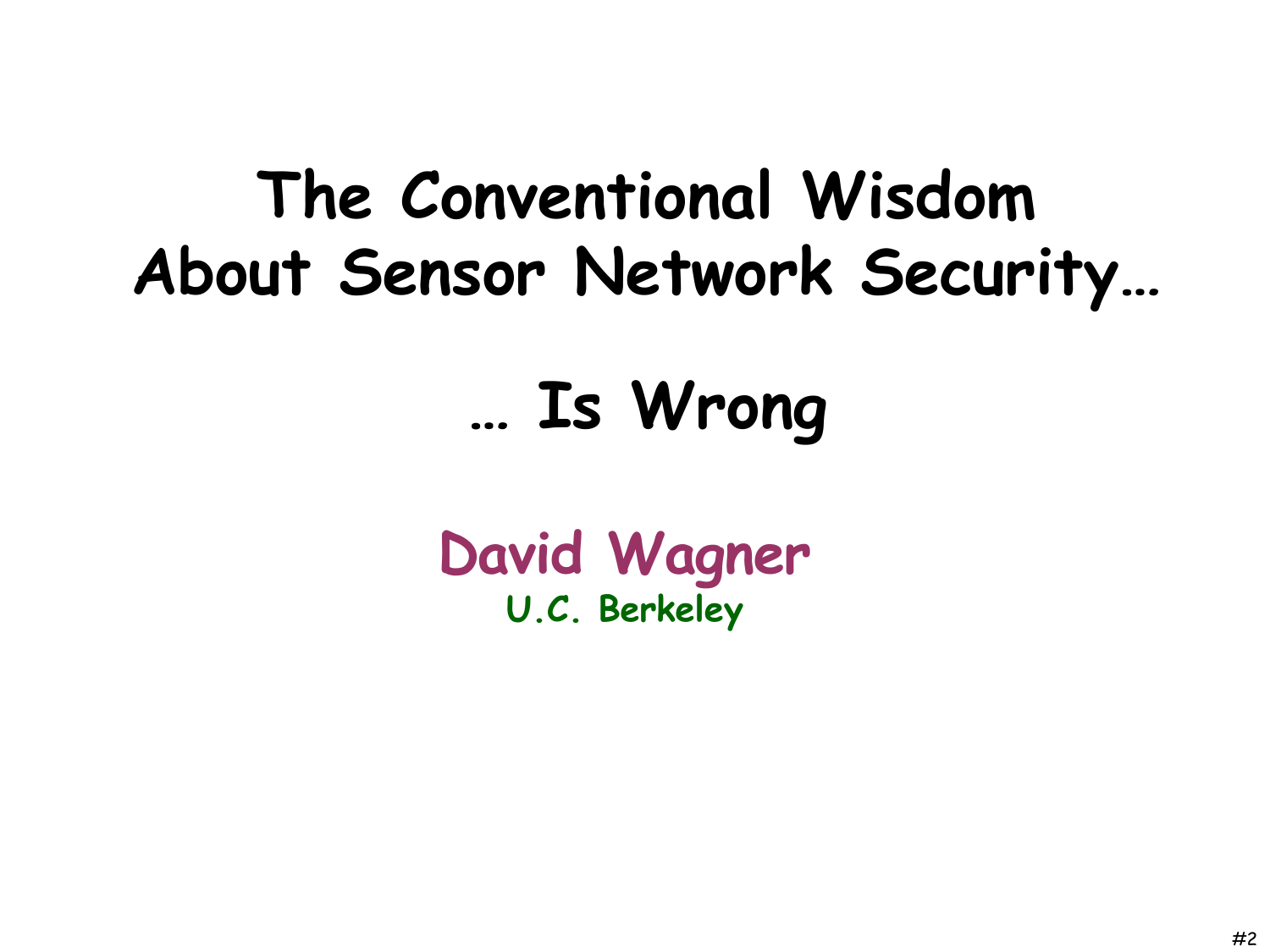# The Conventional Wisdom About Sensor Network Security…

# … Is Wrong

**David Wagner**

**U.C. Berkeley**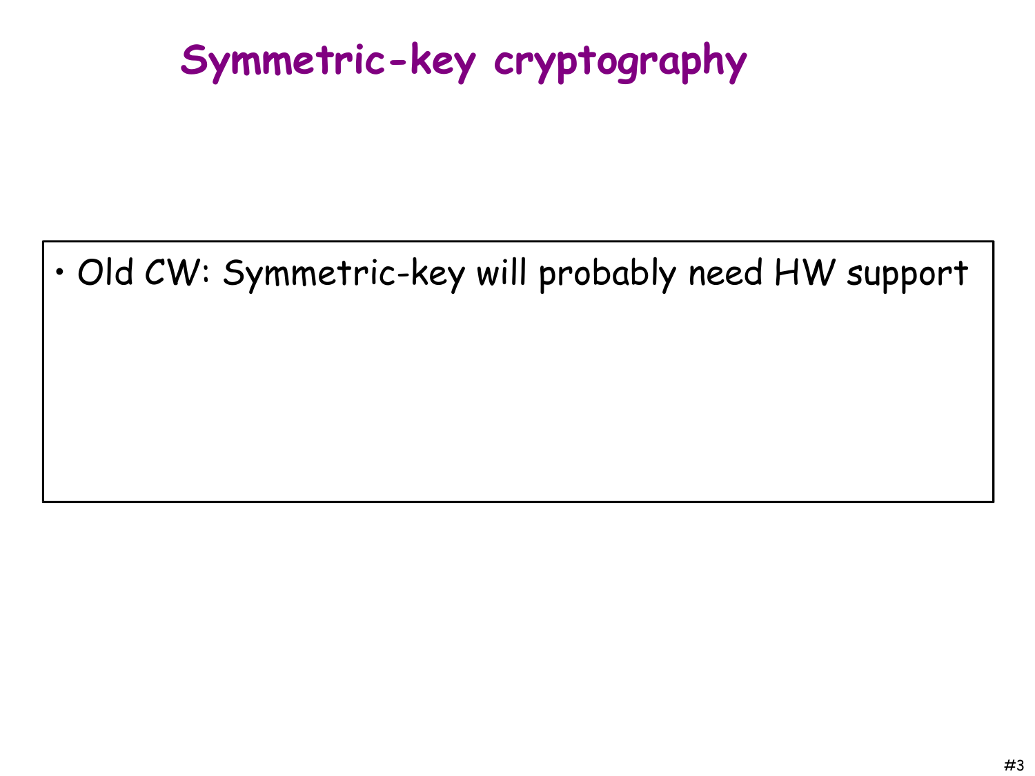# Symmetric-key cryptography

- Old CW: Symmetric-key will probably need HW support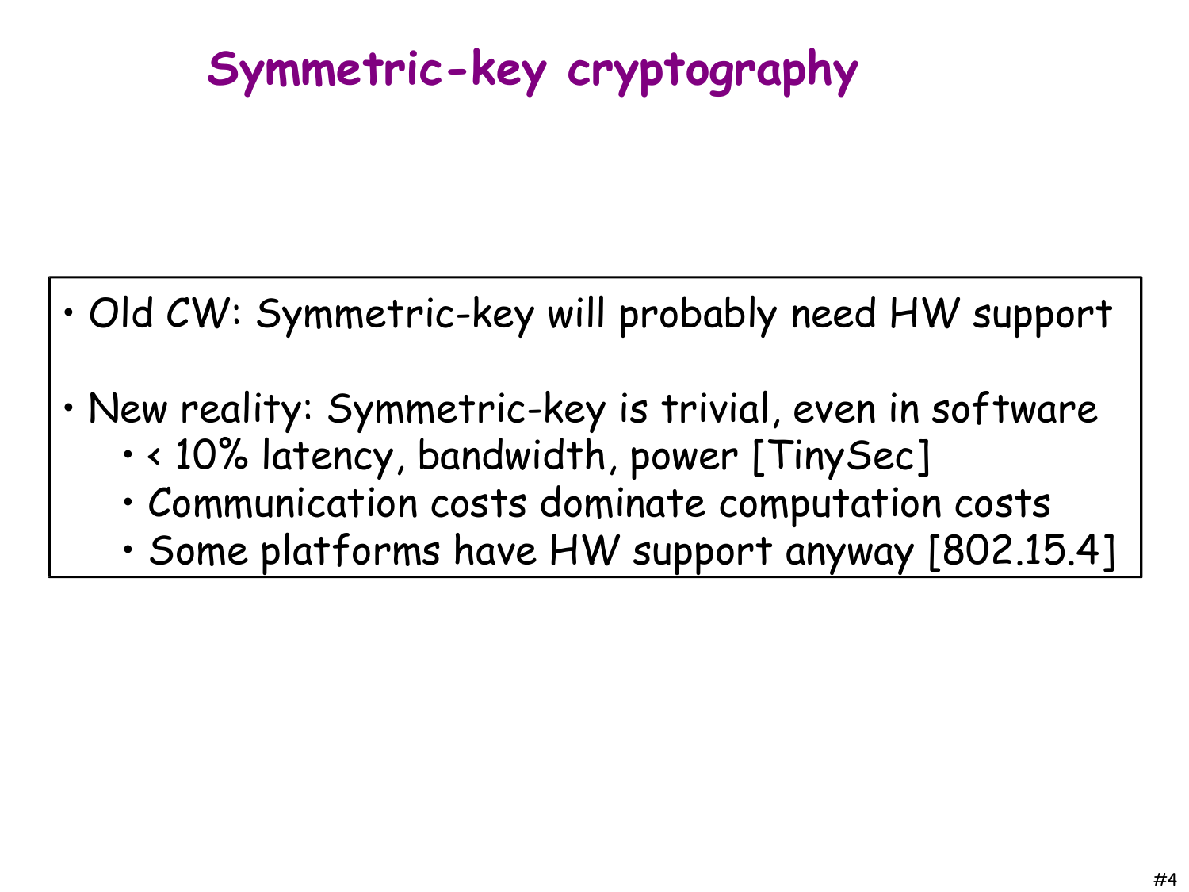# Symmetric-key cryptography

- Old CW: Symmetric-key will probably need HW support
- New reality: Symmetric-key is trivial, even in software
  - < 10% latency, bandwidth, power [TinySec]
  - Communication costs dominate computation costs
  - Some platforms have HW support anyway [802.15.4]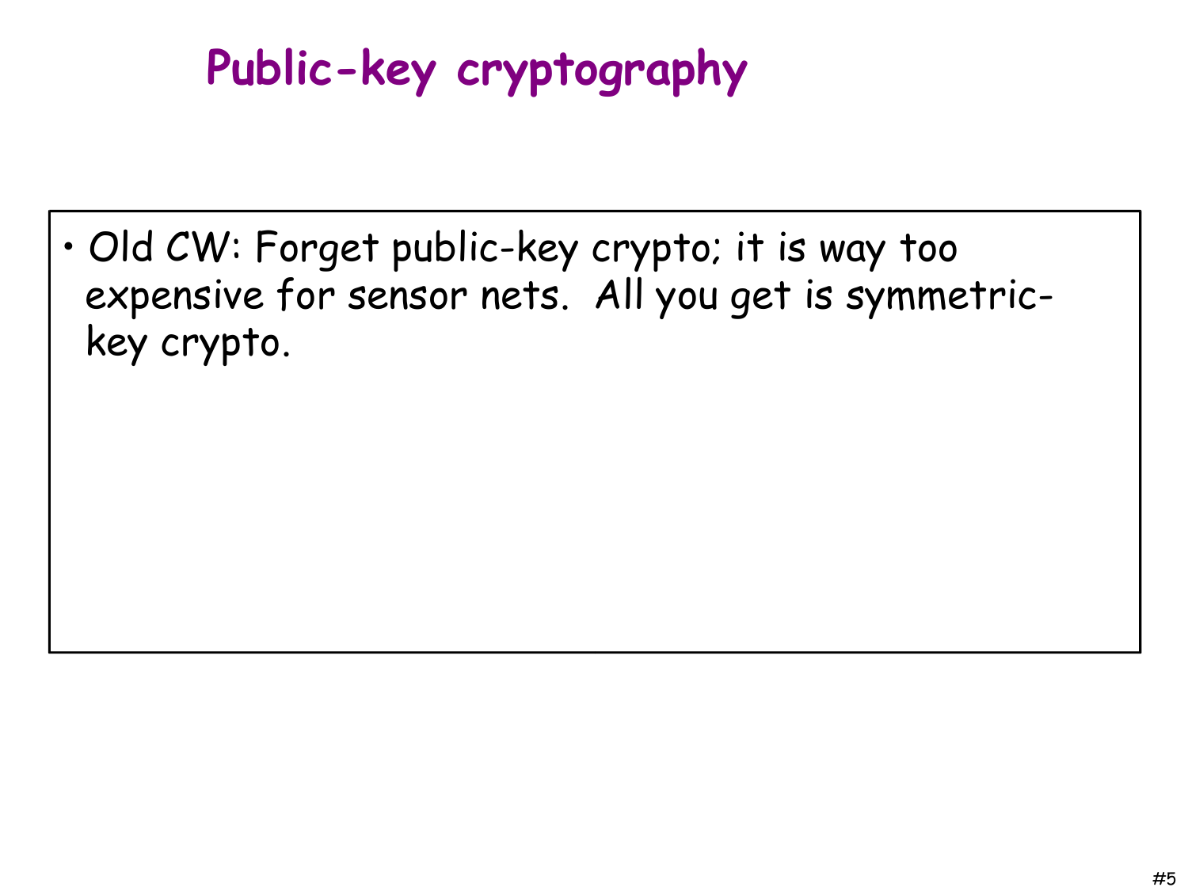# Public-key cryptography

- Old CW: Forget public-key crypto; it is way too expensive for sensor nets. All you get is symmetric-key crypto.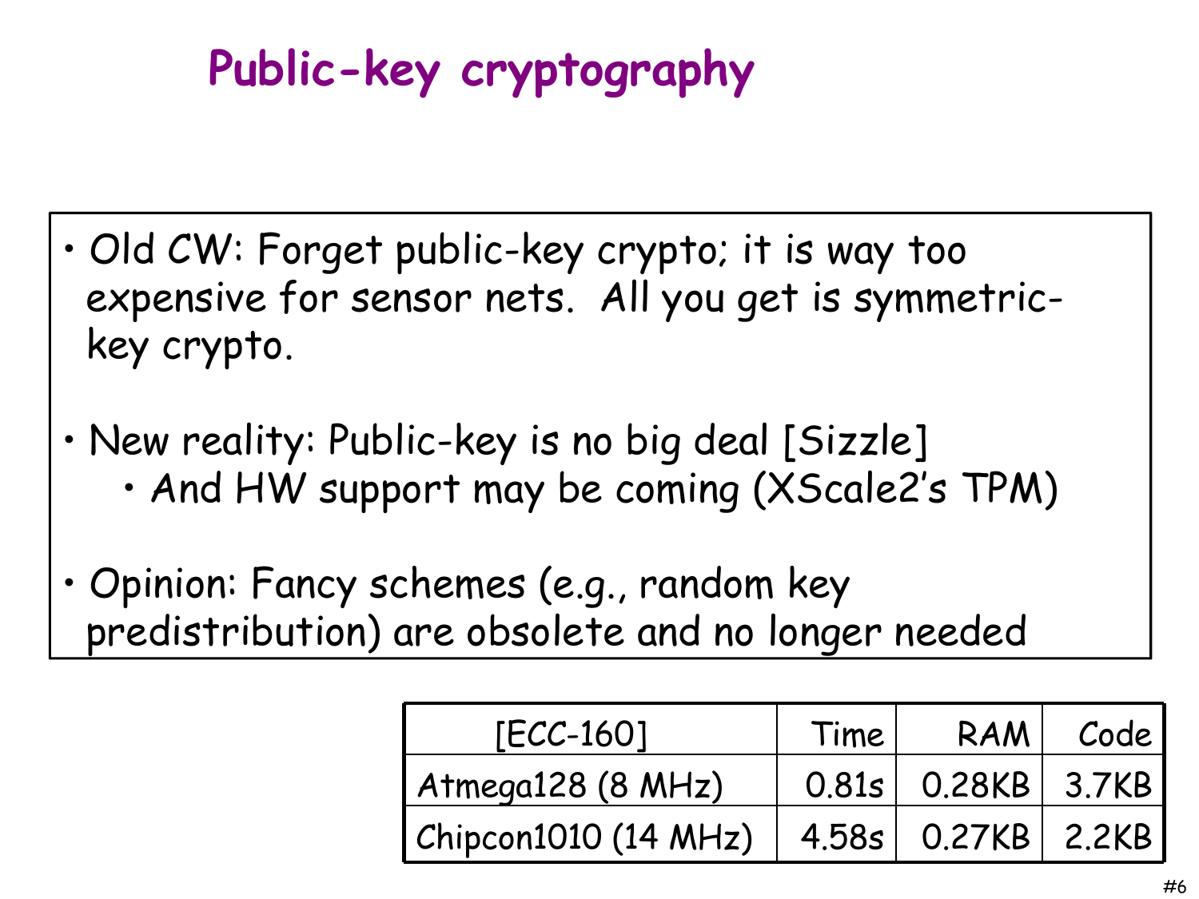# Public-key cryptography

- Old CW: Forget public-key crypto; it is way too expensive for sensor nets. All you get is symmetric-key crypto.
- New reality: Public-key is no big deal [Sizzle]
  - And HW support may be coming (XScale2's TPM)
- Opinion: Fancy schemes (e.g., random key predistribution) are obsolete and no longer needed

| [ECC-160] | Time | RAM | Code |
|---|---|---|---|
| Atmega128 (8 MHz) | 0.81s | 0.28KB | 3.7KB |
| Chipcon1010 (14 MHz) | 4.58s | 0.27KB | 2.2KB |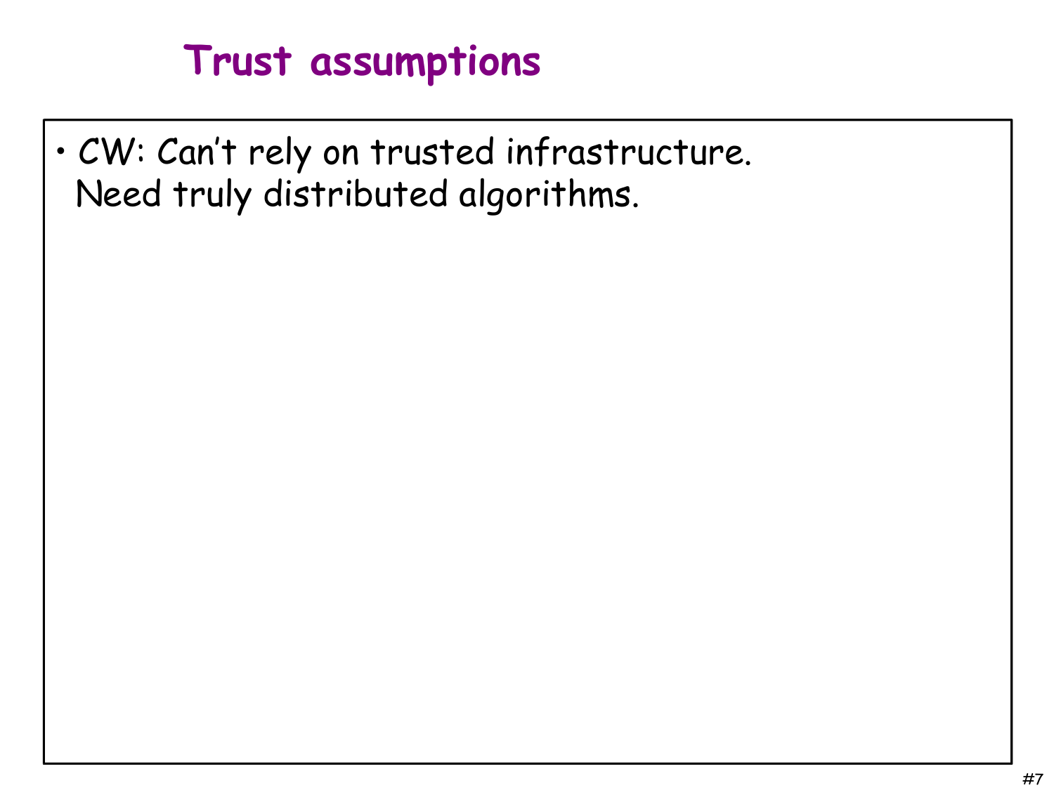# Trust assumptions

- CW: Can't rely on trusted infrastructure.
  Need truly distributed algorithms.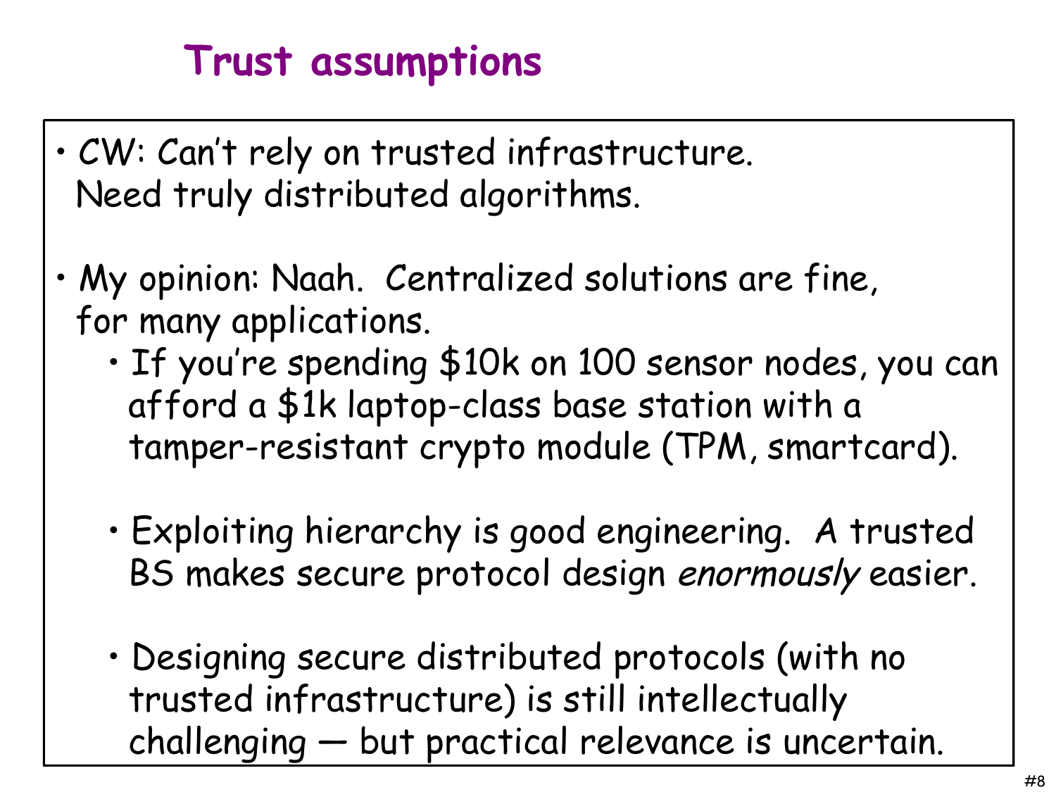# Trust assumptions

- CW: Can't rely on trusted infrastructure. Need truly distributed algorithms.

- My opinion: Naah. Centralized solutions are fine, for many applications.
  - If you're spending $10k on 100 sensor nodes, you can afford a $1k laptop-class base station with a tamper-resistant crypto module (TPM, smartcard).

  - Exploiting hierarchy is good engineering. A trusted BS makes secure protocol design *enormously* easier.

  - Designing secure distributed protocols (with no trusted infrastructure) is still intellectually challenging — but practical relevance is uncertain.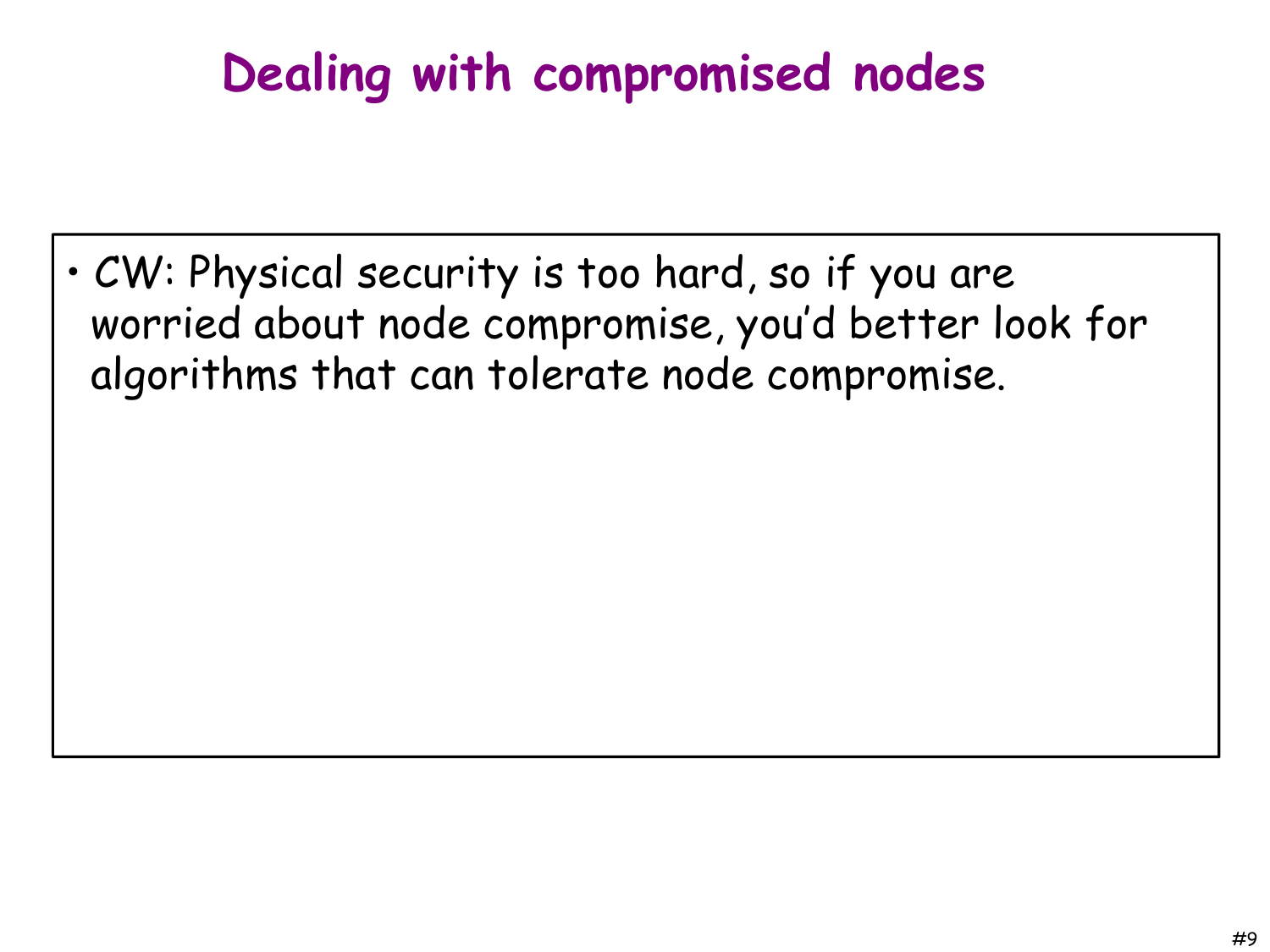# Dealing with compromised nodes

- CW: Physical security is too hard, so if you are worried about node compromise, you'd better look for algorithms that can tolerate node compromise.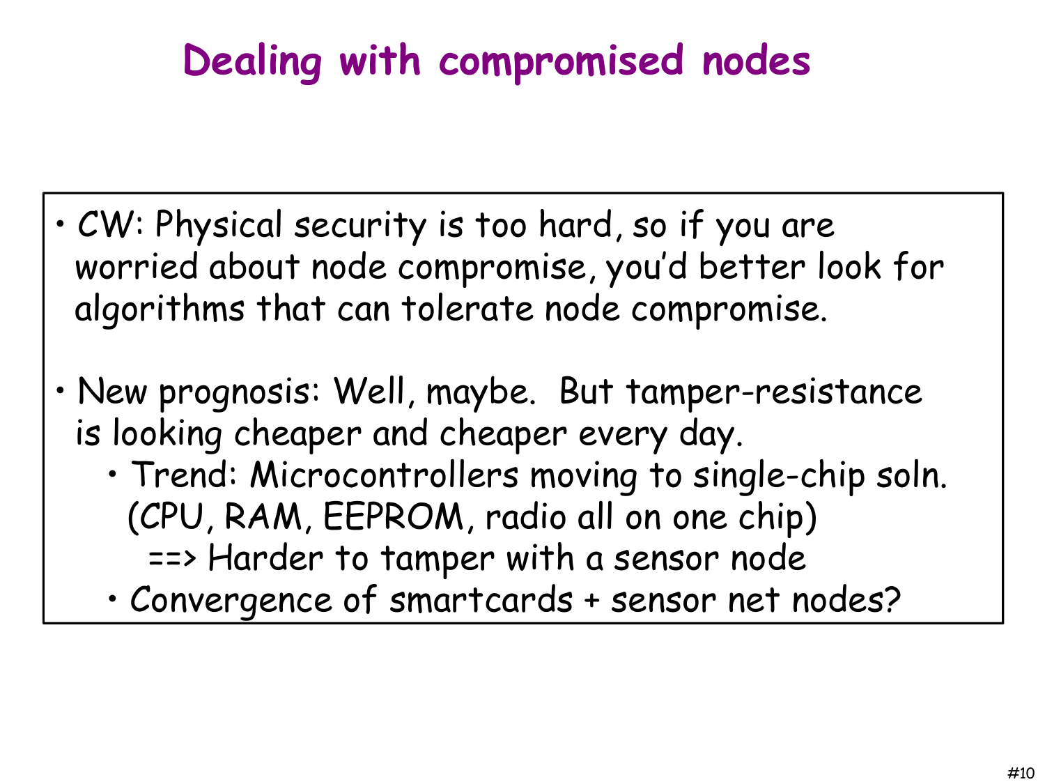# Dealing with compromised nodes

- CW: Physical security is too hard, so if you are worried about node compromise, you'd better look for algorithms that can tolerate node compromise.

- New prognosis: Well, maybe. But tamper-resistance is looking cheaper and cheaper every day.
  - Trend: Microcontrollers moving to single-chip soln. (CPU, RAM, EEPROM, radio all on one chip)
    ==> Harder to tamper with a sensor node
  - Convergence of smartcards + sensor net nodes?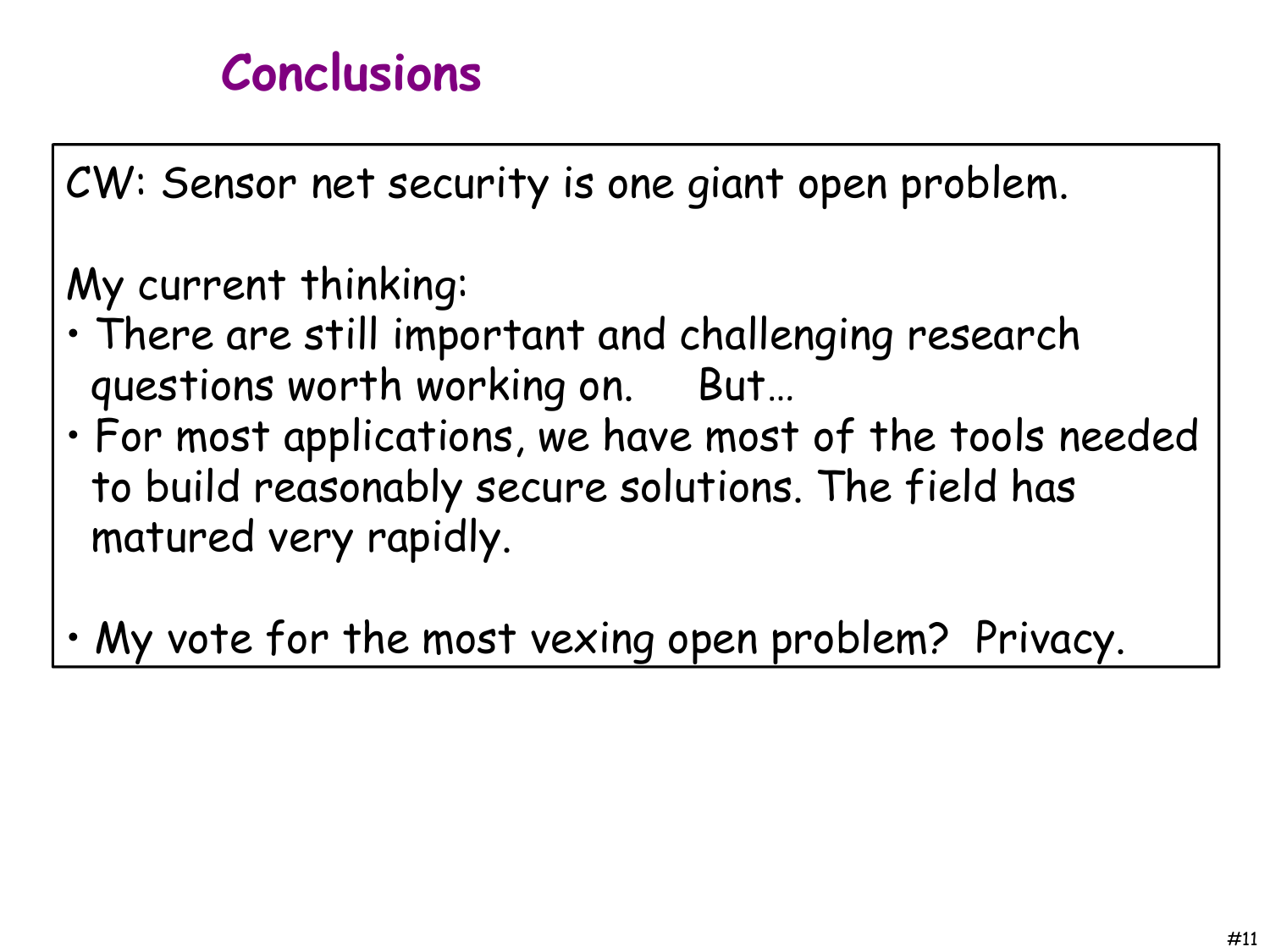# Conclusions

CW: Sensor net security is one giant open problem.

My current thinking:

- There are still important and challenging research questions worth working on. But…
- For most applications, we have most of the tools needed to build reasonably secure solutions. The field has matured very rapidly.

- My vote for the most vexing open problem? Privacy.